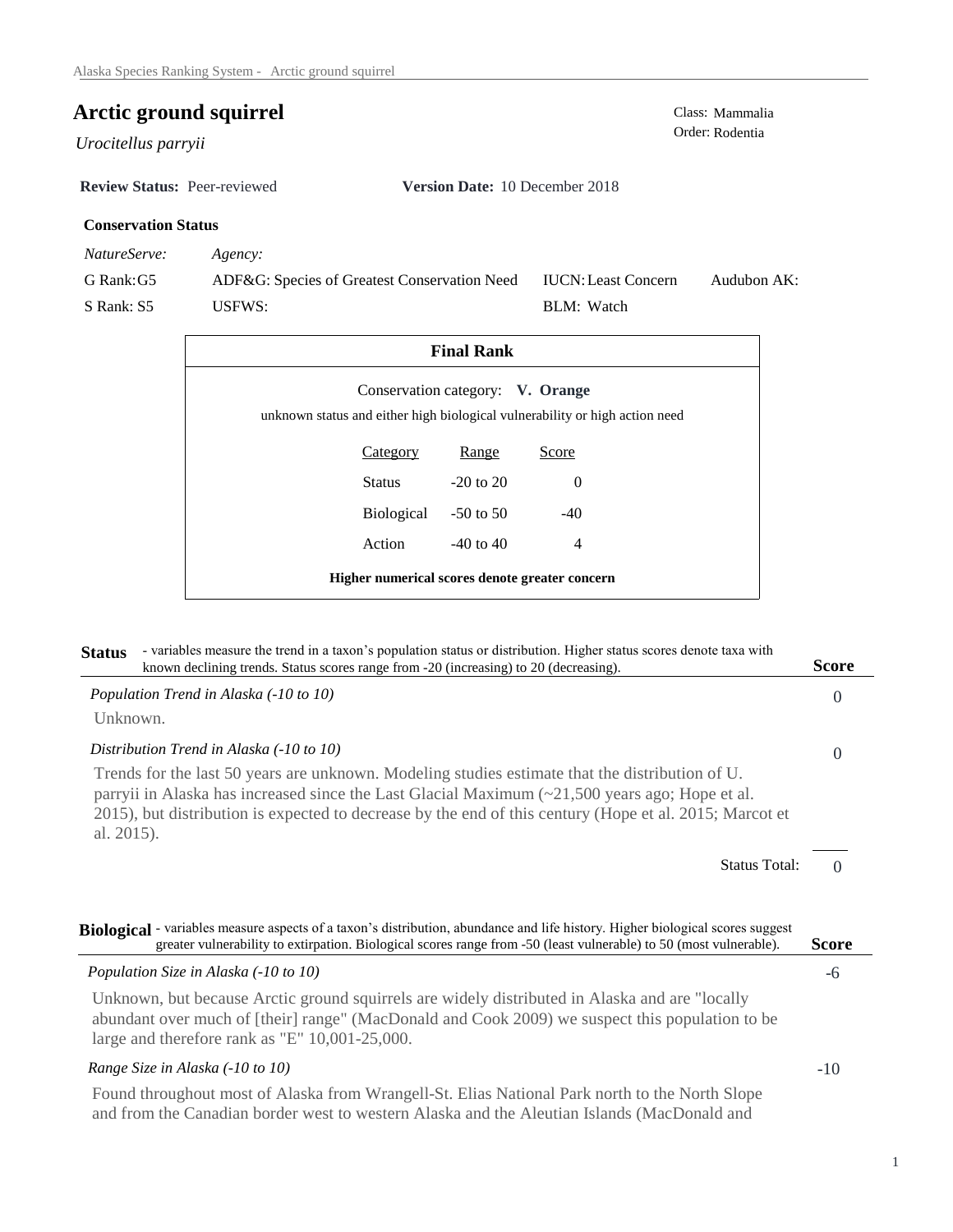# Arctic ground squirrel

*Urocitellus parryii*

Class: Mammalia
Order: Rodentia

**Review Status:** Peer-reviewed **Version Date:** 10 December 2018

### Conservation Status

| *NatureServe:* | *Agency:* | | |
|---|---|---|---|
| G Rank: G5 | ADF&G: Species of Greatest Conservation Need | IUCN: Least Concern | Audubon AK: |
| S Rank: S5 | USFWS: | BLM: Watch | |

### Final Rank

Conservation category: **V. Orange**

unknown status and either high biological vulnerability or high action need

| Category | Range | Score |
|---|---|---|
| Status | -20 to 20 | 0 |
| Biological | -50 to 50 | -40 |
| Action | -40 to 40 | 4 |

**Higher numerical scores denote greater concern**

## Status

- variables measure the trend in a taxon's population status or distribution. Higher status scores denote taxa with known declining trends. Status scores range from -20 (increasing) to 20 (decreasing).

**Score**

*Population Trend in Alaska (-10 to 10)* — 0

Unknown.

*Distribution Trend in Alaska (-10 to 10)* — 0

Trends for the last 50 years are unknown. Modeling studies estimate that the distribution of U. parryii in Alaska has increased since the Last Glacial Maximum (~21,500 years ago; Hope et al. 2015), but distribution is expected to decrease by the end of this century (Hope et al. 2015; Marcot et al. 2015).

Status Total: 0

## Biological

- variables measure aspects of a taxon's distribution, abundance and life history. Higher biological scores suggest greater vulnerability to extirpation. Biological scores range from -50 (least vulnerable) to 50 (most vulnerable).

**Score**

*Population Size in Alaska (-10 to 10)* — -6

Unknown, but because Arctic ground squirrels are widely distributed in Alaska and are "locally abundant over much of [their] range" (MacDonald and Cook 2009) we suspect this population to be large and therefore rank as "E" 10,001-25,000.

*Range Size in Alaska (-10 to 10)* — -10

Found throughout most of Alaska from Wrangell-St. Elias National Park north to the North Slope and from the Canadian border west to western Alaska and the Aleutian Islands (MacDonald and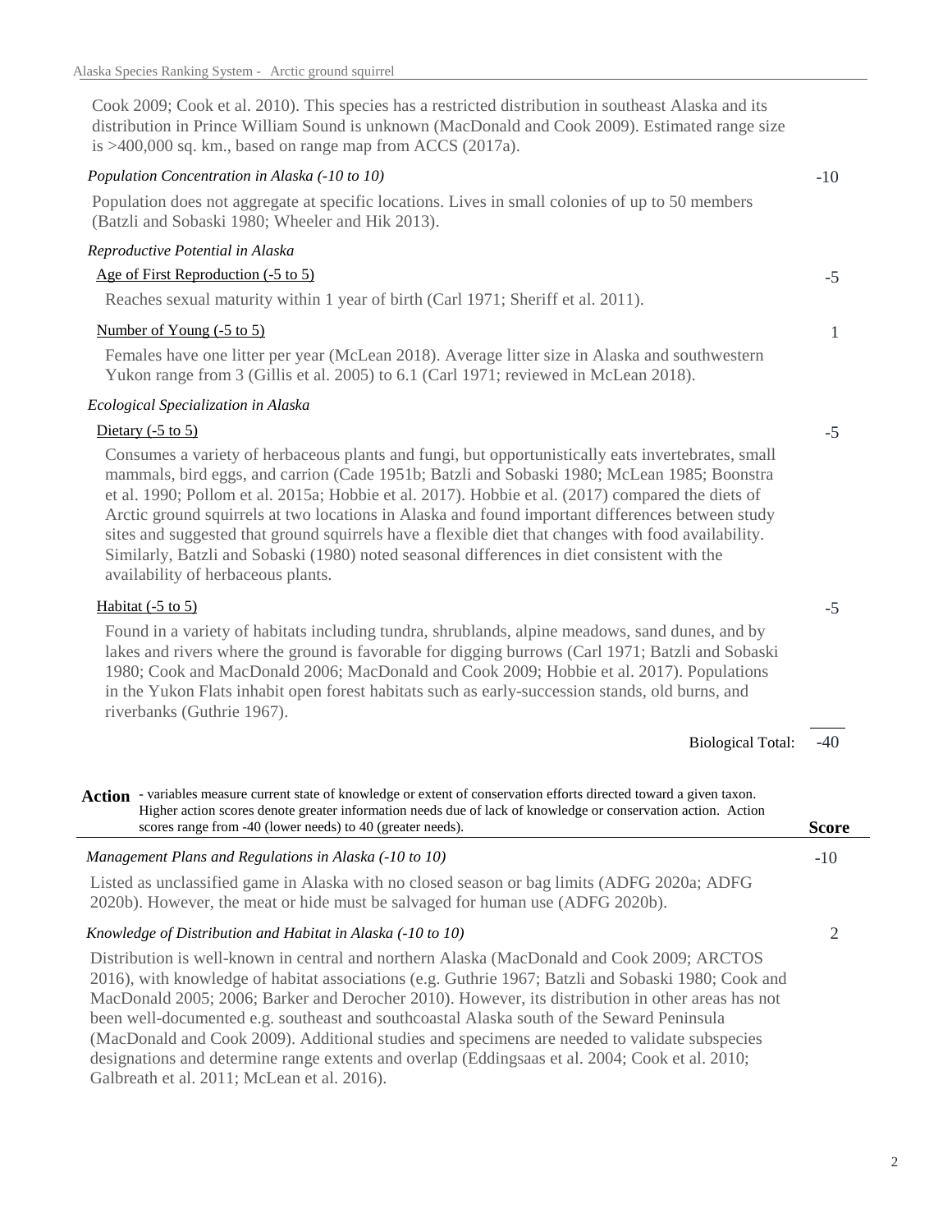Cook 2009; Cook et al. 2010). This species has a restricted distribution in southeast Alaska and its distribution in Prince William Sound is unknown (MacDonald and Cook 2009). Estimated range size is >400,000 sq. km., based on range map from ACCS (2017a).

*Population Concentration in Alaska (-10 to 10)* -10

Population does not aggregate at specific locations. Lives in small colonies of up to 50 members (Batzli and Sobaski 1980; Wheeler and Hik 2013).

*Reproductive Potential in Alaska*

Age of First Reproduction (-5 to 5) -5

Reaches sexual maturity within 1 year of birth (Carl 1971; Sheriff et al. 2011).

Number of Young (-5 to 5) 1

Females have one litter per year (McLean 2018). Average litter size in Alaska and southwestern Yukon range from 3 (Gillis et al. 2005) to 6.1 (Carl 1971; reviewed in McLean 2018).

*Ecological Specialization in Alaska*

Dietary (-5 to 5) -5

Consumes a variety of herbaceous plants and fungi, but opportunistically eats invertebrates, small mammals, bird eggs, and carrion (Cade 1951b; Batzli and Sobaski 1980; McLean 1985; Boonstra et al. 1990; Pollom et al. 2015a; Hobbie et al. 2017). Hobbie et al. (2017) compared the diets of Arctic ground squirrels at two locations in Alaska and found important differences between study sites and suggested that ground squirrels have a flexible diet that changes with food availability. Similarly, Batzli and Sobaski (1980) noted seasonal differences in diet consistent with the availability of herbaceous plants.

Habitat (-5 to 5) -5

Found in a variety of habitats including tundra, shrublands, alpine meadows, sand dunes, and by lakes and rivers where the ground is favorable for digging burrows (Carl 1971; Batzli and Sobaski 1980; Cook and MacDonald 2006; MacDonald and Cook 2009; Hobbie et al. 2017). Populations in the Yukon Flats inhabit open forest habitats such as early-succession stands, old burns, and riverbanks (Guthrie 1967).

Biological Total: -40

**Action** - variables measure current state of knowledge or extent of conservation efforts directed toward a given taxon. Higher action scores denote greater information needs due of lack of knowledge or conservation action. Action scores range from -40 (lower needs) to 40 (greater needs). **Score**

*Management Plans and Regulations in Alaska (-10 to 10)* -10

Listed as unclassified game in Alaska with no closed season or bag limits (ADFG 2020a; ADFG 2020b). However, the meat or hide must be salvaged for human use (ADFG 2020b).

*Knowledge of Distribution and Habitat in Alaska (-10 to 10)* 2

Distribution is well-known in central and northern Alaska (MacDonald and Cook 2009; ARCTOS 2016), with knowledge of habitat associations (e.g. Guthrie 1967; Batzli and Sobaski 1980; Cook and MacDonald 2005; 2006; Barker and Derocher 2010). However, its distribution in other areas has not been well-documented e.g. southeast and southcoastal Alaska south of the Seward Peninsula (MacDonald and Cook 2009). Additional studies and specimens are needed to validate subspecies designations and determine range extents and overlap (Eddingsaas et al. 2004; Cook et al. 2010; Galbreath et al. 2011; McLean et al. 2016).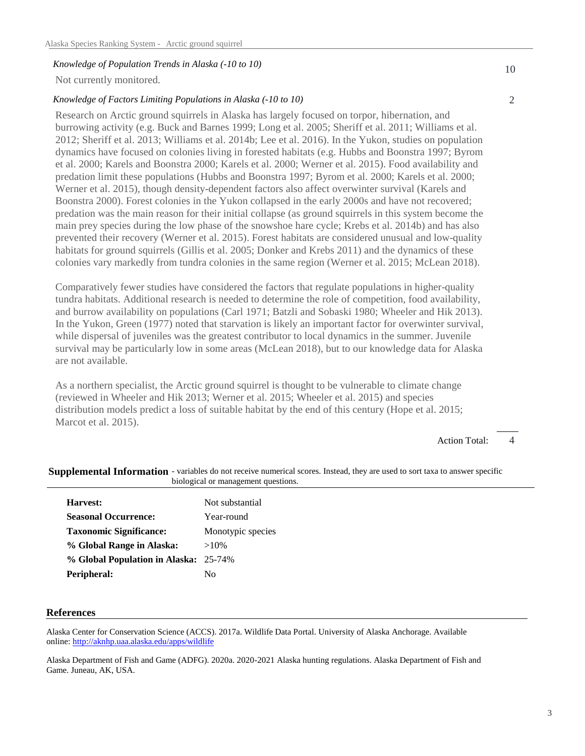*Knowledge of Population Trends in Alaska (-10 to 10)* 10

Not currently monitored.

*Knowledge of Factors Limiting Populations in Alaska (-10 to 10)* 2

Research on Arctic ground squirrels in Alaska has largely focused on torpor, hibernation, and burrowing activity (e.g. Buck and Barnes 1999; Long et al. 2005; Sheriff et al. 2011; Williams et al. 2012; Sheriff et al. 2013; Williams et al. 2014b; Lee et al. 2016). In the Yukon, studies on population dynamics have focused on colonies living in forested habitats (e.g. Hubbs and Boonstra 1997; Byrom et al. 2000; Karels and Boonstra 2000; Karels et al. 2000; Werner et al. 2015). Food availability and predation limit these populations (Hubbs and Boonstra 1997; Byrom et al. 2000; Karels et al. 2000; Werner et al. 2015), though density-dependent factors also affect overwinter survival (Karels and Boonstra 2000). Forest colonies in the Yukon collapsed in the early 2000s and have not recovered; predation was the main reason for their initial collapse (as ground squirrels in this system become the main prey species during the low phase of the snowshoe hare cycle; Krebs et al. 2014b) and has also prevented their recovery (Werner et al. 2015). Forest habitats are considered unusual and low-quality habitats for ground squirrels (Gillis et al. 2005; Donker and Krebs 2011) and the dynamics of these colonies vary markedly from tundra colonies in the same region (Werner et al. 2015; McLean 2018).

Comparatively fewer studies have considered the factors that regulate populations in higher-quality tundra habitats. Additional research is needed to determine the role of competition, food availability, and burrow availability on populations (Carl 1971; Batzli and Sobaski 1980; Wheeler and Hik 2013). In the Yukon, Green (1977) noted that starvation is likely an important factor for overwinter survival, while dispersal of juveniles was the greatest contributor to local dynamics in the summer. Juvenile survival may be particularly low in some areas (McLean 2018), but to our knowledge data for Alaska are not available.

As a northern specialist, the Arctic ground squirrel is thought to be vulnerable to climate change (reviewed in Wheeler and Hik 2013; Werner et al. 2015; Wheeler et al. 2015) and species distribution models predict a loss of suitable habitat by the end of this century (Hope et al. 2015; Marcot et al. 2015).

Action Total: 4

## Supplemental Information

- variables do not receive numerical scores. Instead, they are used to sort taxa to answer specific biological or management questions.

| | |
|---|---|
| **Harvest:** | Not substantial |
| **Seasonal Occurrence:** | Year-round |
| **Taxonomic Significance:** | Monotypic species |
| **% Global Range in Alaska:** | >10% |
| **% Global Population in Alaska:** | 25-74% |
| **Peripheral:** | No |

## References

Alaska Center for Conservation Science (ACCS). 2017a. Wildlife Data Portal. University of Alaska Anchorage. Available online: http://aknhp.uaa.alaska.edu/apps/wildlife

Alaska Department of Fish and Game (ADFG). 2020a. 2020-2021 Alaska hunting regulations. Alaska Department of Fish and Game. Juneau, AK, USA.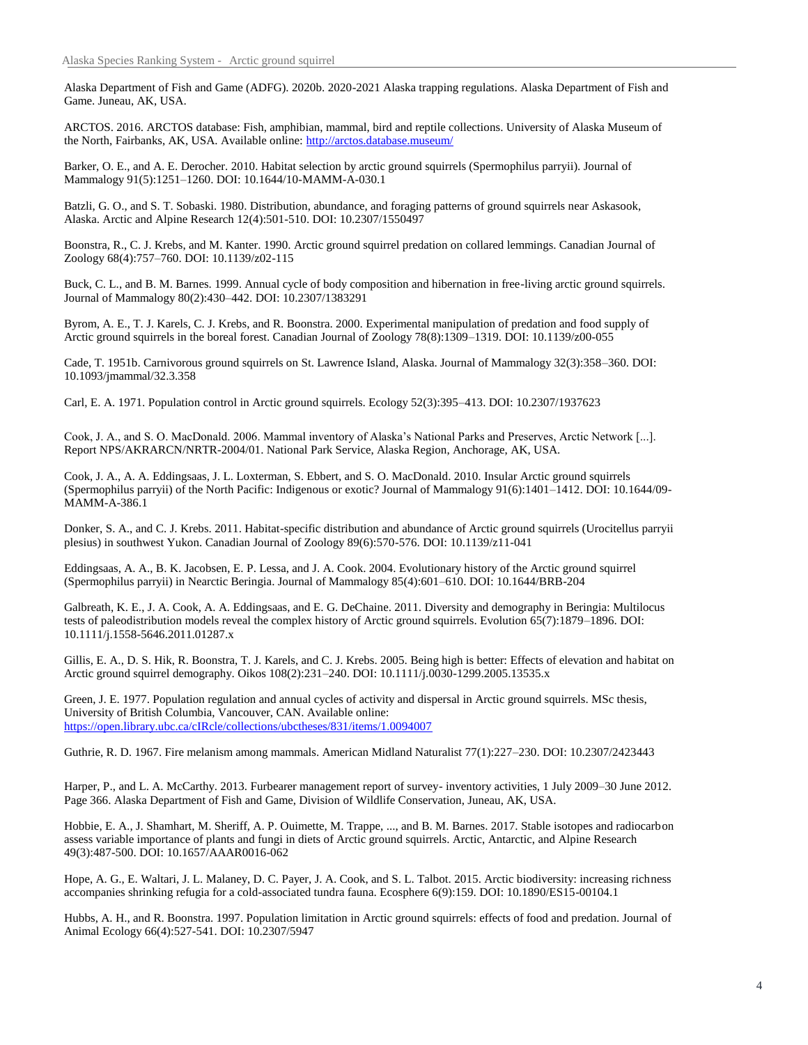Alaska Department of Fish and Game (ADFG). 2020b. 2020-2021 Alaska trapping regulations. Alaska Department of Fish and Game. Juneau, AK, USA.

ARCTOS. 2016. ARCTOS database: Fish, amphibian, mammal, bird and reptile collections. University of Alaska Museum of the North, Fairbanks, AK, USA. Available online: [http://arctos.database.museum/](http://arctos.database.museum/)

Barker, O. E., and A. E. Derocher. 2010. Habitat selection by arctic ground squirrels (Spermophilus parryii). Journal of Mammalogy 91(5):1251–1260. DOI: 10.1644/10-MAMM-A-030.1

Batzli, G. O., and S. T. Sobaski. 1980. Distribution, abundance, and foraging patterns of ground squirrels near Askasook, Alaska. Arctic and Alpine Research 12(4):501-510. DOI: 10.2307/1550497

Boonstra, R., C. J. Krebs, and M. Kanter. 1990. Arctic ground squirrel predation on collared lemmings. Canadian Journal of Zoology 68(4):757–760. DOI: 10.1139/z02-115

Buck, C. L., and B. M. Barnes. 1999. Annual cycle of body composition and hibernation in free-living arctic ground squirrels. Journal of Mammalogy 80(2):430–442. DOI: 10.2307/1383291

Byrom, A. E., T. J. Karels, C. J. Krebs, and R. Boonstra. 2000. Experimental manipulation of predation and food supply of Arctic ground squirrels in the boreal forest. Canadian Journal of Zoology 78(8):1309–1319. DOI: 10.1139/z00-055

Cade, T. 1951b. Carnivorous ground squirrels on St. Lawrence Island, Alaska. Journal of Mammalogy 32(3):358–360. DOI: 10.1093/jmammal/32.3.358

Carl, E. A. 1971. Population control in Arctic ground squirrels. Ecology 52(3):395–413. DOI: 10.2307/1937623

Cook, J. A., and S. O. MacDonald. 2006. Mammal inventory of Alaska's National Parks and Preserves, Arctic Network [...]. Report NPS/AKRARCN/NRTR-2004/01. National Park Service, Alaska Region, Anchorage, AK, USA.

Cook, J. A., A. A. Eddingsaas, J. L. Loxterman, S. Ebbert, and S. O. MacDonald. 2010. Insular Arctic ground squirrels (Spermophilus parryii) of the North Pacific: Indigenous or exotic? Journal of Mammalogy 91(6):1401–1412. DOI: 10.1644/09-MAMM-A-386.1

Donker, S. A., and C. J. Krebs. 2011. Habitat-specific distribution and abundance of Arctic ground squirrels (Urocitellus parryii plesius) in southwest Yukon. Canadian Journal of Zoology 89(6):570-576. DOI: 10.1139/z11-041

Eddingsaas, A. A., B. K. Jacobsen, E. P. Lessa, and J. A. Cook. 2004. Evolutionary history of the Arctic ground squirrel (Spermophilus parryii) in Nearctic Beringia. Journal of Mammalogy 85(4):601–610. DOI: 10.1644/BRB-204

Galbreath, K. E., J. A. Cook, A. A. Eddingsaas, and E. G. DeChaine. 2011. Diversity and demography in Beringia: Multilocus tests of paleodistribution models reveal the complex history of Arctic ground squirrels. Evolution 65(7):1879–1896. DOI: 10.1111/j.1558-5646.2011.01287.x

Gillis, E. A., D. S. Hik, R. Boonstra, T. J. Karels, and C. J. Krebs. 2005. Being high is better: Effects of elevation and habitat on Arctic ground squirrel demography. Oikos 108(2):231–240. DOI: 10.1111/j.0030-1299.2005.13535.x

Green, J. E. 1977. Population regulation and annual cycles of activity and dispersal in Arctic ground squirrels. MSc thesis, University of British Columbia, Vancouver, CAN. Available online: [https://open.library.ubc.ca/cIRcle/collections/ubctheses/831/items/1.0094007](https://open.library.ubc.ca/cIRcle/collections/ubctheses/831/items/1.0094007)

Guthrie, R. D. 1967. Fire melanism among mammals. American Midland Naturalist 77(1):227–230. DOI: 10.2307/2423443

Harper, P., and L. A. McCarthy. 2013. Furbearer management report of survey- inventory activities, 1 July 2009–30 June 2012. Page 366. Alaska Department of Fish and Game, Division of Wildlife Conservation, Juneau, AK, USA.

Hobbie, E. A., J. Shamhart, M. Sheriff, A. P. Ouimette, M. Trappe, ..., and B. M. Barnes. 2017. Stable isotopes and radiocarbon assess variable importance of plants and fungi in diets of Arctic ground squirrels. Arctic, Antarctic, and Alpine Research 49(3):487-500. DOI: 10.1657/AAAR0016-062

Hope, A. G., E. Waltari, J. L. Malaney, D. C. Payer, J. A. Cook, and S. L. Talbot. 2015. Arctic biodiversity: increasing richness accompanies shrinking refugia for a cold-associated tundra fauna. Ecosphere 6(9):159. DOI: 10.1890/ES15-00104.1

Hubbs, A. H., and R. Boonstra. 1997. Population limitation in Arctic ground squirrels: effects of food and predation. Journal of Animal Ecology 66(4):527-541. DOI: 10.2307/5947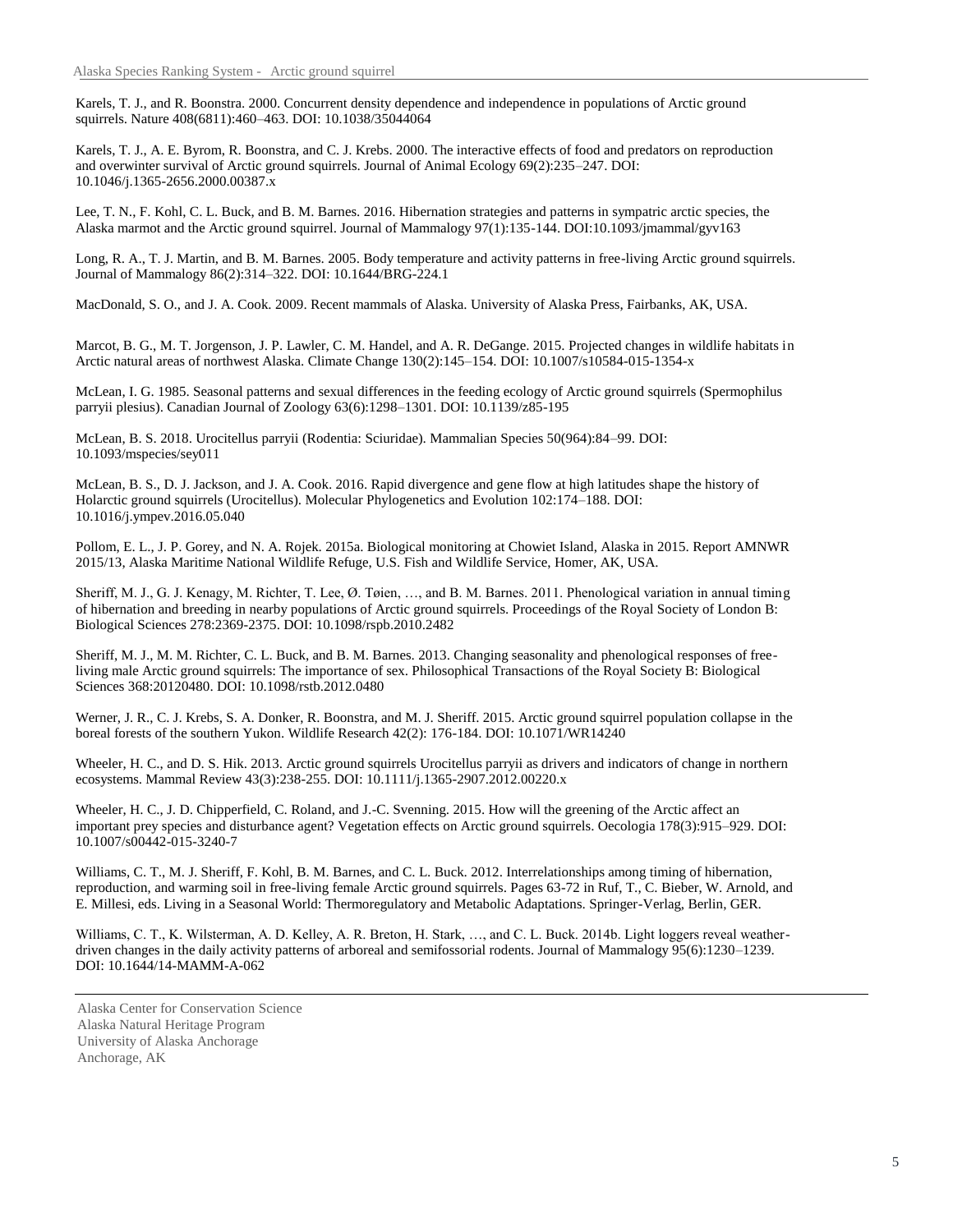Karels, T. J., and R. Boonstra. 2000. Concurrent density dependence and independence in populations of Arctic ground squirrels. Nature 408(6811):460–463. DOI: 10.1038/35044064

Karels, T. J., A. E. Byrom, R. Boonstra, and C. J. Krebs. 2000. The interactive effects of food and predators on reproduction and overwinter survival of Arctic ground squirrels. Journal of Animal Ecology 69(2):235–247. DOI: 10.1046/j.1365-2656.2000.00387.x

Lee, T. N., F. Kohl, C. L. Buck, and B. M. Barnes. 2016. Hibernation strategies and patterns in sympatric arctic species, the Alaska marmot and the Arctic ground squirrel. Journal of Mammalogy 97(1):135-144. DOI:10.1093/jmammal/gyv163

Long, R. A., T. J. Martin, and B. M. Barnes. 2005. Body temperature and activity patterns in free-living Arctic ground squirrels. Journal of Mammalogy 86(2):314–322. DOI: 10.1644/BRG-224.1

MacDonald, S. O., and J. A. Cook. 2009. Recent mammals of Alaska. University of Alaska Press, Fairbanks, AK, USA.

Marcot, B. G., M. T. Jorgenson, J. P. Lawler, C. M. Handel, and A. R. DeGange. 2015. Projected changes in wildlife habitats in Arctic natural areas of northwest Alaska. Climate Change 130(2):145–154. DOI: 10.1007/s10584-015-1354-x

McLean, I. G. 1985. Seasonal patterns and sexual differences in the feeding ecology of Arctic ground squirrels (Spermophilus parryii plesius). Canadian Journal of Zoology 63(6):1298–1301. DOI: 10.1139/z85-195

McLean, B. S. 2018. Urocitellus parryii (Rodentia: Sciuridae). Mammalian Species 50(964):84–99. DOI: 10.1093/mspecies/sey011

McLean, B. S., D. J. Jackson, and J. A. Cook. 2016. Rapid divergence and gene flow at high latitudes shape the history of Holarctic ground squirrels (Urocitellus). Molecular Phylogenetics and Evolution 102:174–188. DOI: 10.1016/j.ympev.2016.05.040

Pollom, E. L., J. P. Gorey, and N. A. Rojek. 2015a. Biological monitoring at Chowiet Island, Alaska in 2015. Report AMNWR 2015/13, Alaska Maritime National Wildlife Refuge, U.S. Fish and Wildlife Service, Homer, AK, USA.

Sheriff, M. J., G. J. Kenagy, M. Richter, T. Lee, Ø. Tøien, …, and B. M. Barnes. 2011. Phenological variation in annual timing of hibernation and breeding in nearby populations of Arctic ground squirrels. Proceedings of the Royal Society of London B: Biological Sciences 278:2369-2375. DOI: 10.1098/rspb.2010.2482

Sheriff, M. J., M. M. Richter, C. L. Buck, and B. M. Barnes. 2013. Changing seasonality and phenological responses of free-living male Arctic ground squirrels: The importance of sex. Philosophical Transactions of the Royal Society B: Biological Sciences 368:20120480. DOI: 10.1098/rstb.2012.0480

Werner, J. R., C. J. Krebs, S. A. Donker, R. Boonstra, and M. J. Sheriff. 2015. Arctic ground squirrel population collapse in the boreal forests of the southern Yukon. Wildlife Research 42(2): 176-184. DOI: 10.1071/WR14240

Wheeler, H. C., and D. S. Hik. 2013. Arctic ground squirrels Urocitellus parryii as drivers and indicators of change in northern ecosystems. Mammal Review 43(3):238-255. DOI: 10.1111/j.1365-2907.2012.00220.x

Wheeler, H. C., J. D. Chipperfield, C. Roland, and J.-C. Svenning. 2015. How will the greening of the Arctic affect an important prey species and disturbance agent? Vegetation effects on Arctic ground squirrels. Oecologia 178(3):915–929. DOI: 10.1007/s00442-015-3240-7

Williams, C. T., M. J. Sheriff, F. Kohl, B. M. Barnes, and C. L. Buck. 2012. Interrelationships among timing of hibernation, reproduction, and warming soil in free-living female Arctic ground squirrels. Pages 63-72 in Ruf, T., C. Bieber, W. Arnold, and E. Millesi, eds. Living in a Seasonal World: Thermoregulatory and Metabolic Adaptations. Springer-Verlag, Berlin, GER.

Williams, C. T., K. Wilsterman, A. D. Kelley, A. R. Breton, H. Stark, …, and C. L. Buck. 2014b. Light loggers reveal weather-driven changes in the daily activity patterns of arboreal and semifossorial rodents. Journal of Mammalogy 95(6):1230–1239. DOI: 10.1644/14-MAMM-A-062